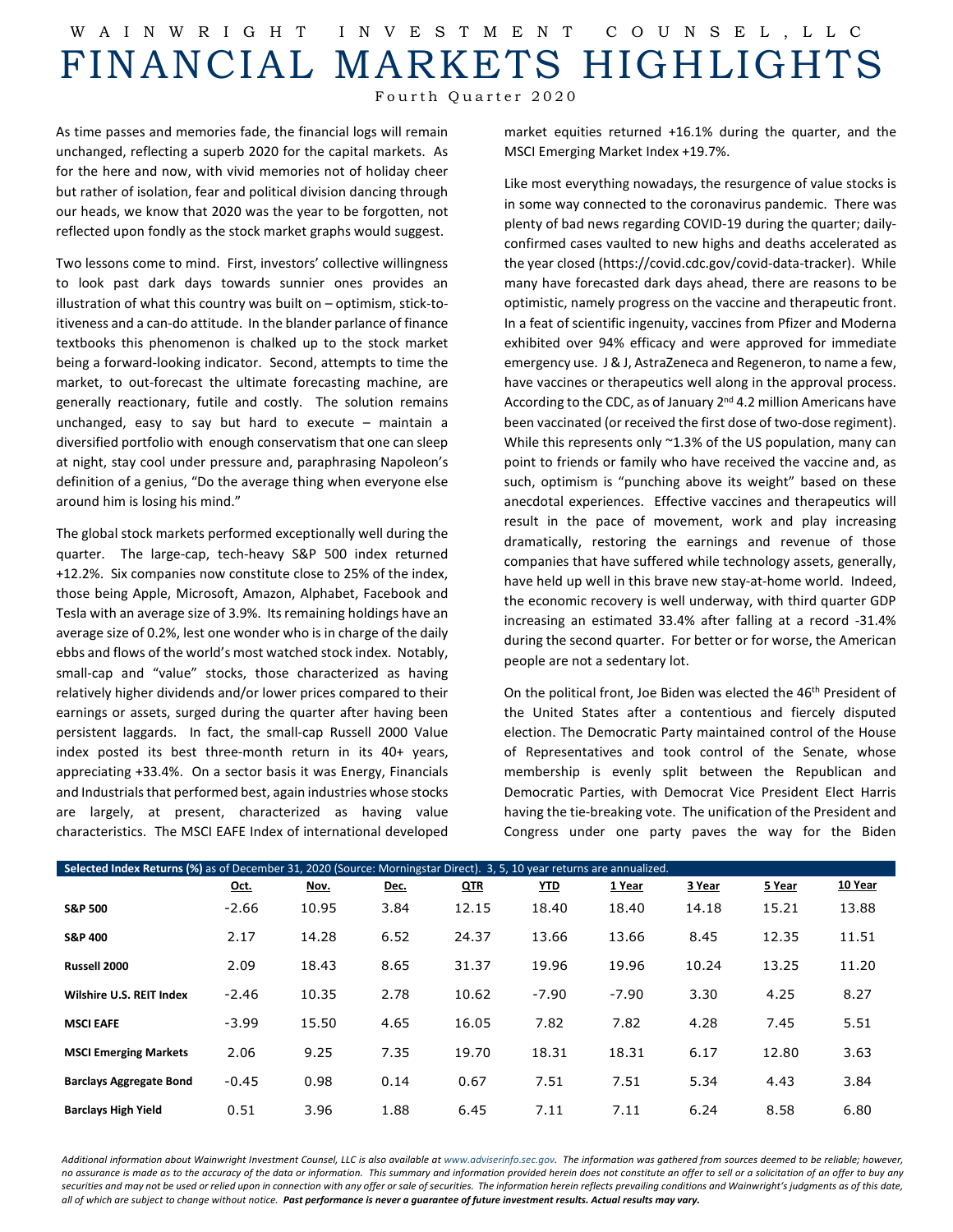WAINWRIGHT INVESTMENT COUNSEL, LLC

# FINANCIAL MARKETS HIGHLIGHTS

Fourth Quarter 2020

As time passes and memories fade, the financial logs will remain unchanged, reflecting a superb 2020 for the capital markets. As for the here and now, with vivid memories not of holiday cheer but rather of isolation, fear and political division dancing through our heads, we know that 2020 was the year to be forgotten, not reflected upon fondly as the stock market graphs would suggest.

Two lessons come to mind. First, investors' collective willingness to look past dark days towards sunnier ones provides an illustration of what this country was built on – optimism, stick-to-itiveness and a can-do attitude. In the blander parlance of finance textbooks this phenomenon is chalked up to the stock market being a forward-looking indicator. Second, attempts to time the market, to out-forecast the ultimate forecasting machine, are generally reactionary, futile and costly. The solution remains unchanged, easy to say but hard to execute – maintain a diversified portfolio with enough conservatism that one can sleep at night, stay cool under pressure and, paraphrasing Napoleon's definition of a genius, "Do the average thing when everyone else around him is losing his mind."

The global stock markets performed exceptionally well during the quarter. The large-cap, tech-heavy S&P 500 index returned +12.2%. Six companies now constitute close to 25% of the index, those being Apple, Microsoft, Amazon, Alphabet, Facebook and Tesla with an average size of 3.9%. Its remaining holdings have an average size of 0.2%, lest one wonder who is in charge of the daily ebbs and flows of the world's most watched stock index. Notably, small-cap and "value" stocks, those characterized as having relatively higher dividends and/or lower prices compared to their earnings or assets, surged during the quarter after having been persistent laggards. In fact, the small-cap Russell 2000 Value index posted its best three-month return in its 40+ years, appreciating +33.4%. On a sector basis it was Energy, Financials and Industrials that performed best, again industries whose stocks are largely, at present, characterized as having value characteristics. The MSCI EAFE Index of international developed market equities returned +16.1% during the quarter, and the MSCI Emerging Market Index +19.7%.

Like most everything nowadays, the resurgence of value stocks is in some way connected to the coronavirus pandemic. There was plenty of bad news regarding COVID-19 during the quarter; daily-confirmed cases vaulted to new highs and deaths accelerated as the year closed (https://covid.cdc.gov/covid-data-tracker). While many have forecasted dark days ahead, there are reasons to be optimistic, namely progress on the vaccine and therapeutic front. In a feat of scientific ingenuity, vaccines from Pfizer and Moderna exhibited over 94% efficacy and were approved for immediate emergency use. J & J, AstraZeneca and Regeneron, to name a few, have vaccines or therapeutics well along in the approval process. According to the CDC, as of January 2nd 4.2 million Americans have been vaccinated (or received the first dose of two-dose regiment). While this represents only ~1.3% of the US population, many can point to friends or family who have received the vaccine and, as such, optimism is "punching above its weight" based on these anecdotal experiences. Effective vaccines and therapeutics will result in the pace of movement, work and play increasing dramatically, restoring the earnings and revenue of those companies that have suffered while technology assets, generally, have held up well in this brave new stay-at-home world. Indeed, the economic recovery is well underway, with third quarter GDP increasing an estimated 33.4% after falling at a record -31.4% during the second quarter. For better or for worse, the American people are not a sedentary lot.

On the political front, Joe Biden was elected the 46th President of the United States after a contentious and fiercely disputed election. The Democratic Party maintained control of the House of Representatives and took control of the Senate, whose membership is evenly split between the Republican and Democratic Parties, with Democrat Vice President Elect Harris having the tie-breaking vote. The unification of the President and Congress under one party paves the way for the Biden

**Selected Index Returns (%)** as of December 31, 2020 (Source: Morningstar Direct). 3, 5, 10 year returns are annualized.

| | Oct. | Nov. | Dec. | QTR | YTD | 1 Year | 3 Year | 5 Year | 10 Year |
|---|---|---|---|---|---|---|---|---|---|
| **S&P 500** | -2.66 | 10.95 | 3.84 | 12.15 | 18.40 | 18.40 | 14.18 | 15.21 | 13.88 |
| **S&P 400** | 2.17 | 14.28 | 6.52 | 24.37 | 13.66 | 13.66 | 8.45 | 12.35 | 11.51 |
| **Russell 2000** | 2.09 | 18.43 | 8.65 | 31.37 | 19.96 | 19.96 | 10.24 | 13.25 | 11.20 |
| **Wilshire U.S. REIT Index** | -2.46 | 10.35 | 2.78 | 10.62 | -7.90 | -7.90 | 3.30 | 4.25 | 8.27 |
| **MSCI EAFE** | -3.99 | 15.50 | 4.65 | 16.05 | 7.82 | 7.82 | 4.28 | 7.45 | 5.51 |
| **MSCI Emerging Markets** | 2.06 | 9.25 | 7.35 | 19.70 | 18.31 | 18.31 | 6.17 | 12.80 | 3.63 |
| **Barclays Aggregate Bond** | -0.45 | 0.98 | 0.14 | 0.67 | 7.51 | 7.51 | 5.34 | 4.43 | 3.84 |
| **Barclays High Yield** | 0.51 | 3.96 | 1.88 | 6.45 | 7.11 | 7.11 | 6.24 | 8.58 | 6.80 |

*Additional information about Wainwright Investment Counsel, LLC is also available at www.adviserinfo.sec.gov. The information was gathered from sources deemed to be reliable; however, no assurance is made as to the accuracy of the data or information. This summary and information provided herein does not constitute an offer to sell or a solicitation of an offer to buy any securities and may not be used or relied upon in connection with any offer or sale of securities. The information herein reflects prevailing conditions and Wainwright's judgments as of this date, all of which are subject to change without notice.* ***Past performance is never a guarantee of future investment results. Actual results may vary.***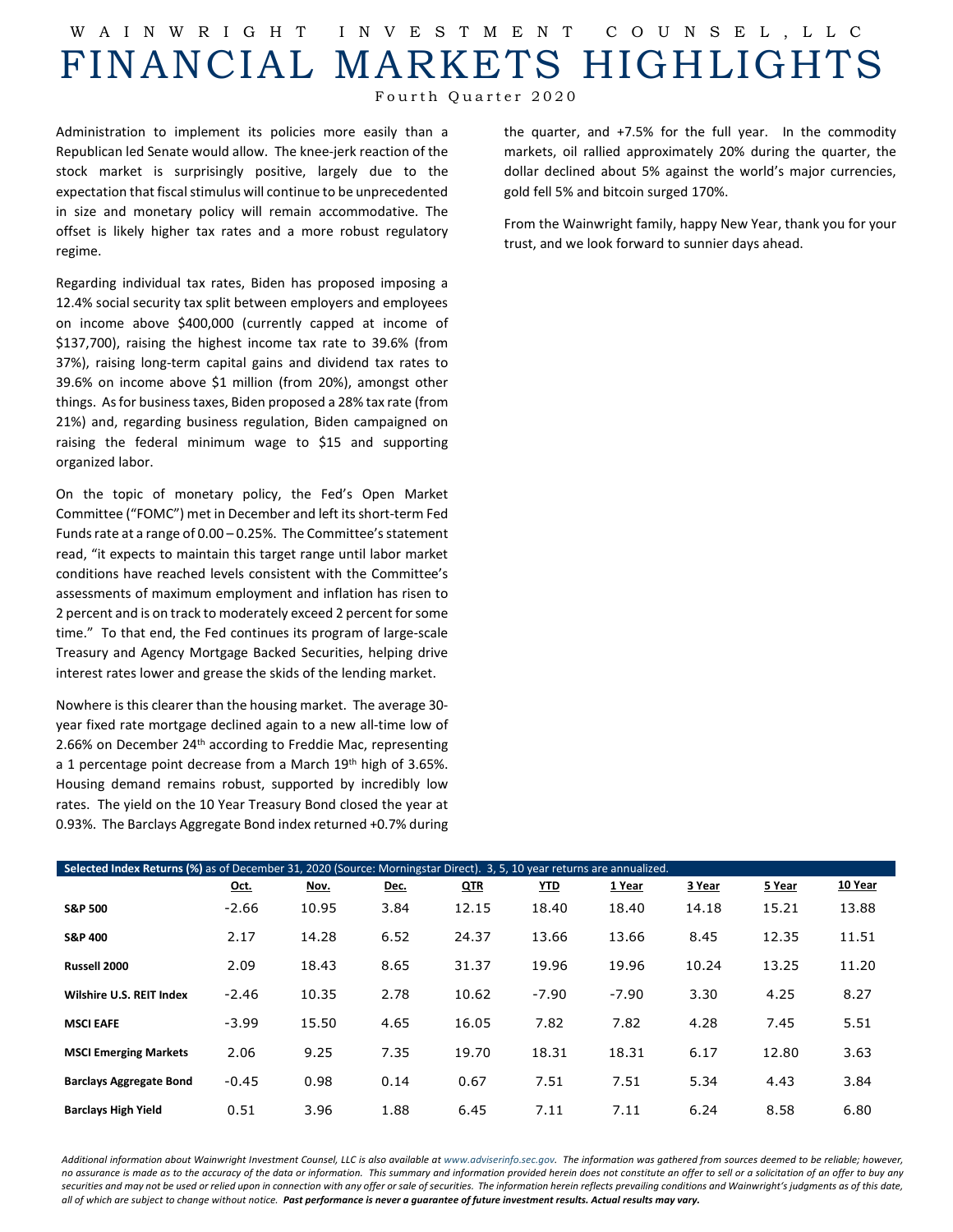# WAINWRIGHT INVESTMENT COUNSEL, LLC

# FINANCIAL MARKETS HIGHLIGHTS

Fourth Quarter 2020

Administration to implement its policies more easily than a Republican led Senate would allow. The knee-jerk reaction of the stock market is surprisingly positive, largely due to the expectation that fiscal stimulus will continue to be unprecedented in size and monetary policy will remain accommodative. The offset is likely higher tax rates and a more robust regulatory regime.

Regarding individual tax rates, Biden has proposed imposing a 12.4% social security tax split between employers and employees on income above $400,000 (currently capped at income of $137,700), raising the highest income tax rate to 39.6% (from 37%), raising long-term capital gains and dividend tax rates to 39.6% on income above $1 million (from 20%), amongst other things. As for business taxes, Biden proposed a 28% tax rate (from 21%) and, regarding business regulation, Biden campaigned on raising the federal minimum wage to $15 and supporting organized labor.

On the topic of monetary policy, the Fed's Open Market Committee ("FOMC") met in December and left its short-term Fed Funds rate at a range of 0.00 – 0.25%. The Committee's statement read, "it expects to maintain this target range until labor market conditions have reached levels consistent with the Committee's assessments of maximum employment and inflation has risen to 2 percent and is on track to moderately exceed 2 percent for some time." To that end, the Fed continues its program of large-scale Treasury and Agency Mortgage Backed Securities, helping drive interest rates lower and grease the skids of the lending market.

Nowhere is this clearer than the housing market. The average 30-year fixed rate mortgage declined again to a new all-time low of 2.66% on December 24th according to Freddie Mac, representing a 1 percentage point decrease from a March 19th high of 3.65%. Housing demand remains robust, supported by incredibly low rates. The yield on the 10 Year Treasury Bond closed the year at 0.93%. The Barclays Aggregate Bond index returned +0.7% during the quarter, and +7.5% for the full year. In the commodity markets, oil rallied approximately 20% during the quarter, the dollar declined about 5% against the world's major currencies, gold fell 5% and bitcoin surged 170%.

From the Wainwright family, happy New Year, thank you for your trust, and we look forward to sunnier days ahead.

**Selected Index Returns (%)** as of December 31, 2020 (Source: Morningstar Direct). 3, 5, 10 year returns are annualized.

| | Oct. | Nov. | Dec. | QTR | YTD | 1 Year | 3 Year | 5 Year | 10 Year |
|---|---|---|---|---|---|---|---|---|---|
| **S&P 500** | -2.66 | 10.95 | 3.84 | 12.15 | 18.40 | 18.40 | 14.18 | 15.21 | 13.88 |
| **S&P 400** | 2.17 | 14.28 | 6.52 | 24.37 | 13.66 | 13.66 | 8.45 | 12.35 | 11.51 |
| **Russell 2000** | 2.09 | 18.43 | 8.65 | 31.37 | 19.96 | 19.96 | 10.24 | 13.25 | 11.20 |
| **Wilshire U.S. REIT Index** | -2.46 | 10.35 | 2.78 | 10.62 | -7.90 | -7.90 | 3.30 | 4.25 | 8.27 |
| **MSCI EAFE** | -3.99 | 15.50 | 4.65 | 16.05 | 7.82 | 7.82 | 4.28 | 7.45 | 5.51 |
| **MSCI Emerging Markets** | 2.06 | 9.25 | 7.35 | 19.70 | 18.31 | 18.31 | 6.17 | 12.80 | 3.63 |
| **Barclays Aggregate Bond** | -0.45 | 0.98 | 0.14 | 0.67 | 7.51 | 7.51 | 5.34 | 4.43 | 3.84 |
| **Barclays High Yield** | 0.51 | 3.96 | 1.88 | 6.45 | 7.11 | 7.11 | 6.24 | 8.58 | 6.80 |

*Additional information about Wainwright Investment Counsel, LLC is also available at www.adviserinfo.sec.gov. The information was gathered from sources deemed to be reliable; however, no assurance is made as to the accuracy of the data or information. This summary and information provided herein does not constitute an offer to sell or a solicitation of an offer to buy any securities and may not be used or relied upon in connection with any offer or sale of securities. The information herein reflects prevailing conditions and Wainwright's judgments as of this date, all of which are subject to change without notice.* ***Past performance is never a guarantee of future investment results. Actual results may vary.***